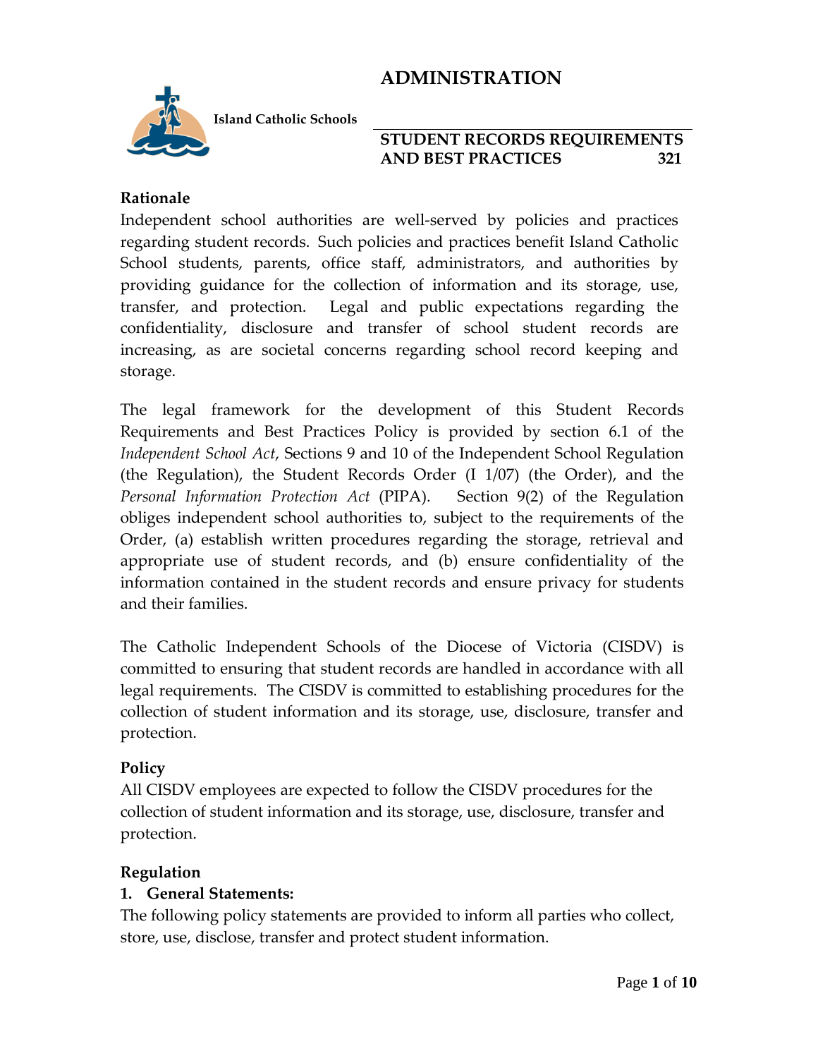# ADMINISTRATION

**Island Catholic Schools**

## STUDENT RECORDS REQUIREMENTS AND BEST PRACTICES 321

### Rationale

Independent school authorities are well-served by policies and practices regarding student records. Such policies and practices benefit Island Catholic School students, parents, office staff, administrators, and authorities by providing guidance for the collection of information and its storage, use, transfer, and protection. Legal and public expectations regarding the confidentiality, disclosure and transfer of school student records are increasing, as are societal concerns regarding school record keeping and storage.

The legal framework for the development of this Student Records Requirements and Best Practices Policy is provided by section 6.1 of the *Independent School Act*, Sections 9 and 10 of the Independent School Regulation (the Regulation), the Student Records Order (I 1/07) (the Order), and the *Personal Information Protection Act* (PIPA). Section 9(2) of the Regulation obliges independent school authorities to, subject to the requirements of the Order, (a) establish written procedures regarding the storage, retrieval and appropriate use of student records, and (b) ensure confidentiality of the information contained in the student records and ensure privacy for students and their families.

The Catholic Independent Schools of the Diocese of Victoria (CISDV) is committed to ensuring that student records are handled in accordance with all legal requirements. The CISDV is committed to establishing procedures for the collection of student information and its storage, use, disclosure, transfer and protection.

### Policy

All CISDV employees are expected to follow the CISDV procedures for the collection of student information and its storage, use, disclosure, transfer and protection.

### Regulation

**1. General Statements:**

The following policy statements are provided to inform all parties who collect, store, use, disclose, transfer and protect student information.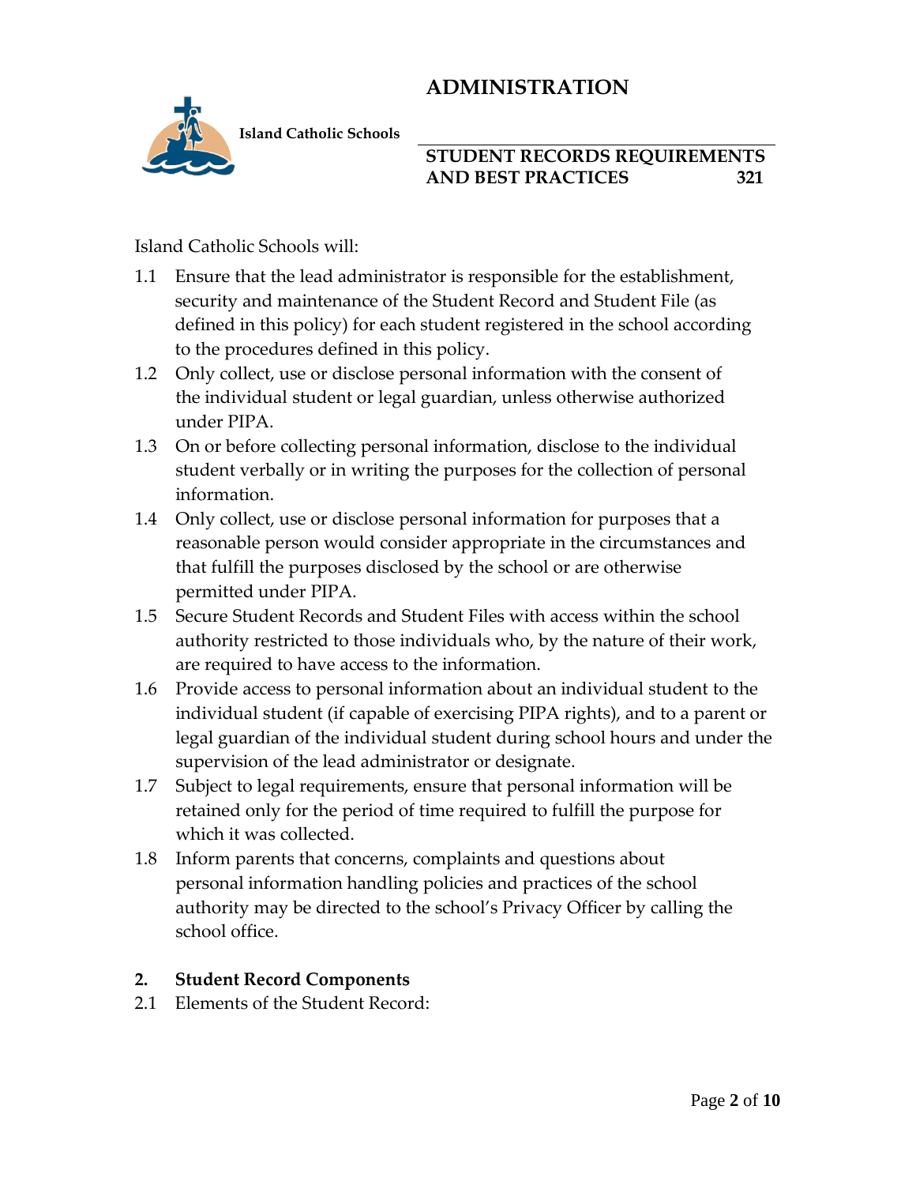Island Catholic Schools will:

1.1 Ensure that the lead administrator is responsible for the establishment, security and maintenance of the Student Record and Student File (as defined in this policy) for each student registered in the school according to the procedures defined in this policy.

1.2 Only collect, use or disclose personal information with the consent of the individual student or legal guardian, unless otherwise authorized under PIPA.

1.3 On or before collecting personal information, disclose to the individual student verbally or in writing the purposes for the collection of personal information.

1.4 Only collect, use or disclose personal information for purposes that a reasonable person would consider appropriate in the circumstances and that fulfill the purposes disclosed by the school or are otherwise permitted under PIPA.

1.5 Secure Student Records and Student Files with access within the school authority restricted to those individuals who, by the nature of their work, are required to have access to the information.

1.6 Provide access to personal information about an individual student to the individual student (if capable of exercising PIPA rights), and to a parent or legal guardian of the individual student during school hours and under the supervision of the lead administrator or designate.

1.7 Subject to legal requirements, ensure that personal information will be retained only for the period of time required to fulfill the purpose for which it was collected.

1.8 Inform parents that concerns, complaints and questions about personal information handling policies and practices of the school authority may be directed to the school's Privacy Officer by calling the school office.

## 2. Student Record Components

2.1 Elements of the Student Record: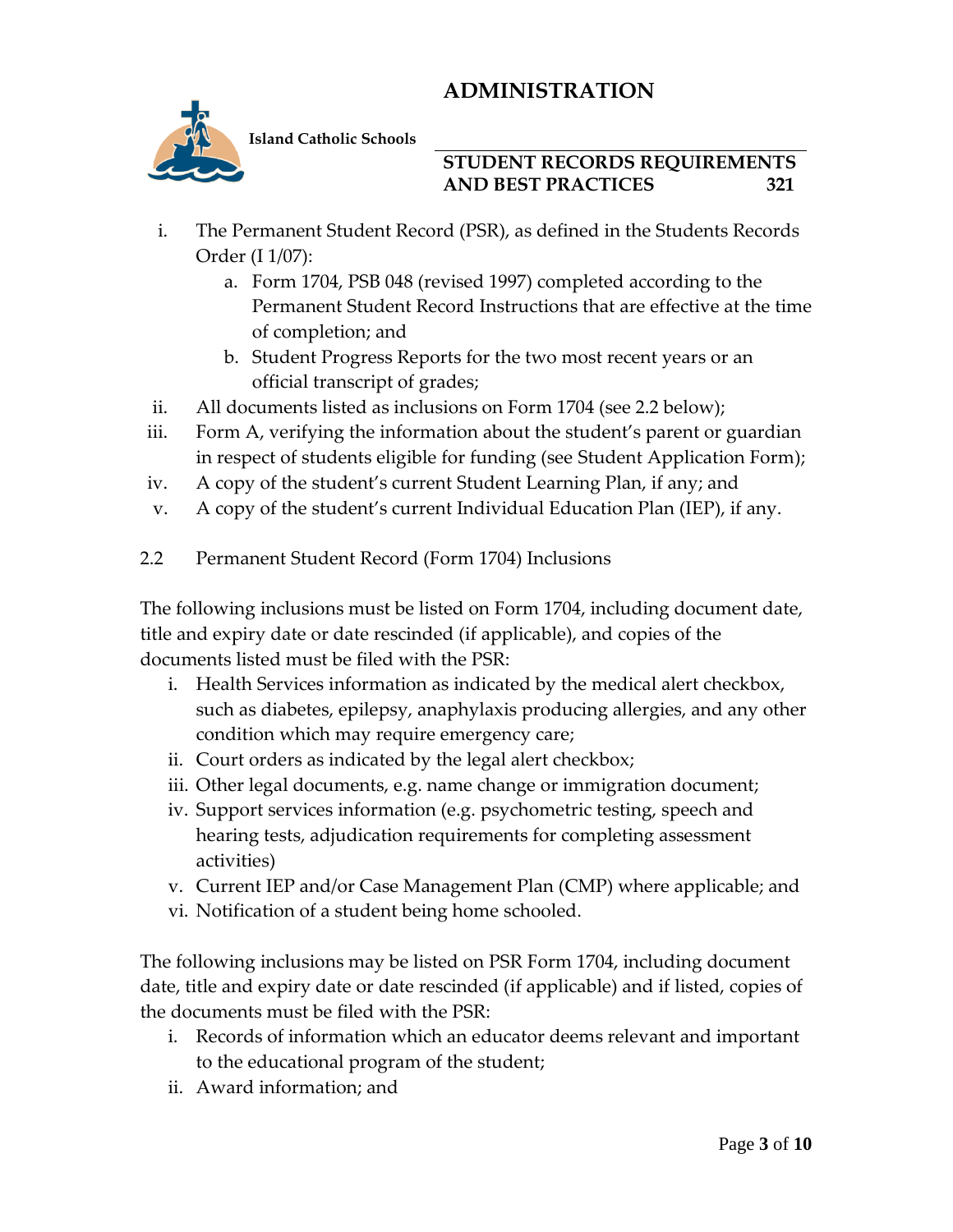i. The Permanent Student Record (PSR), as defined in the Students Records Order (I 1/07):
   a. Form 1704, PSB 048 (revised 1997) completed according to the Permanent Student Record Instructions that are effective at the time of completion; and
   b. Student Progress Reports for the two most recent years or an official transcript of grades;

ii. All documents listed as inclusions on Form 1704 (see 2.2 below);

iii. Form A, verifying the information about the student's parent or guardian in respect of students eligible for funding (see Student Application Form);

iv. A copy of the student's current Student Learning Plan, if any; and

v. A copy of the student's current Individual Education Plan (IEP), if any.

2.2 Permanent Student Record (Form 1704) Inclusions

The following inclusions must be listed on Form 1704, including document date, title and expiry date or date rescinded (if applicable), and copies of the documents listed must be filed with the PSR:

i. Health Services information as indicated by the medical alert checkbox, such as diabetes, epilepsy, anaphylaxis producing allergies, and any other condition which may require emergency care;
ii. Court orders as indicated by the legal alert checkbox;
iii. Other legal documents, e.g. name change or immigration document;
iv. Support services information (e.g. psychometric testing, speech and hearing tests, adjudication requirements for completing assessment activities)
v. Current IEP and/or Case Management Plan (CMP) where applicable; and
vi. Notification of a student being home schooled.

The following inclusions may be listed on PSR Form 1704, including document date, title and expiry date or date rescinded (if applicable) and if listed, copies of the documents must be filed with the PSR:

i. Records of information which an educator deems relevant and important to the educational program of the student;
ii. Award information; and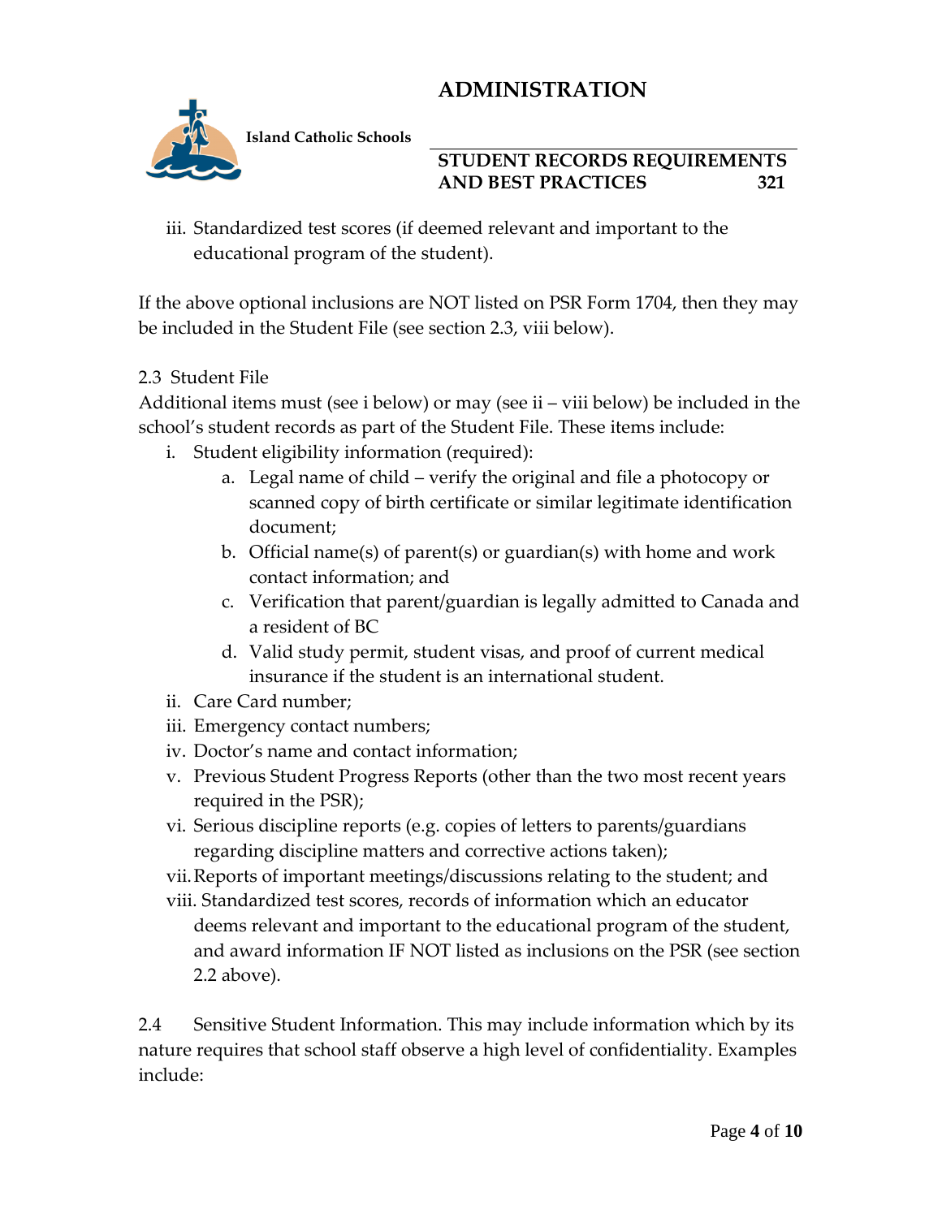iii. Standardized test scores (if deemed relevant and important to the educational program of the student).

If the above optional inclusions are NOT listed on PSR Form 1704, then they may be included in the Student File (see section 2.3, viii below).

2.3 Student File

Additional items must (see i below) or may (see ii – viii below) be included in the school's student records as part of the Student File. These items include:

i. Student eligibility information (required):
   a. Legal name of child – verify the original and file a photocopy or scanned copy of birth certificate or similar legitimate identification document;
   b. Official name(s) of parent(s) or guardian(s) with home and work contact information; and
   c. Verification that parent/guardian is legally admitted to Canada and a resident of BC
   d. Valid study permit, student visas, and proof of current medical insurance if the student is an international student.

ii. Care Card number;

iii. Emergency contact numbers;

iv. Doctor's name and contact information;

v. Previous Student Progress Reports (other than the two most recent years required in the PSR);

vi. Serious discipline reports (e.g. copies of letters to parents/guardians regarding discipline matters and corrective actions taken);

vii. Reports of important meetings/discussions relating to the student; and

viii. Standardized test scores, records of information which an educator deems relevant and important to the educational program of the student, and award information IF NOT listed as inclusions on the PSR (see section 2.2 above).

2.4 Sensitive Student Information. This may include information which by its nature requires that school staff observe a high level of confidentiality. Examples include: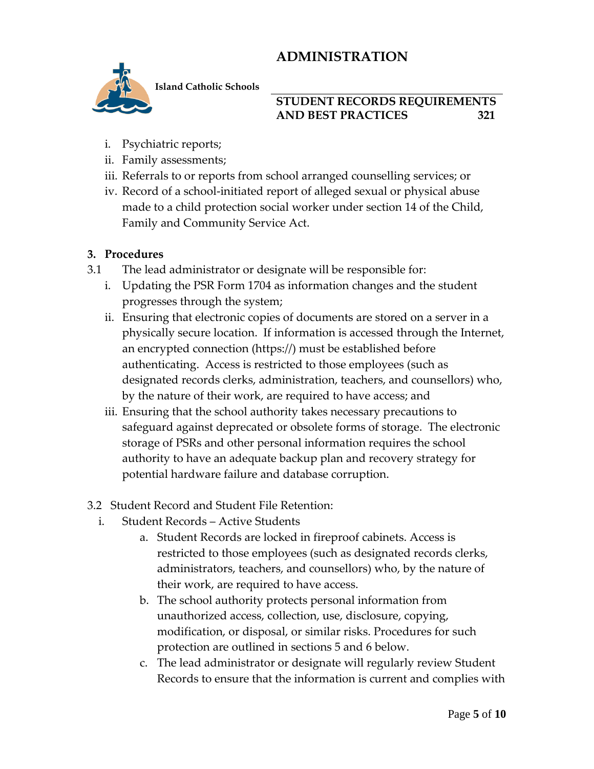i. Psychiatric reports;
ii. Family assessments;
iii. Referrals to or reports from school arranged counselling services; or
iv. Record of a school-initiated report of alleged sexual or physical abuse made to a child protection social worker under section 14 of the Child, Family and Community Service Act.

**3. Procedures**

3.1 The lead administrator or designate will be responsible for:

i. Updating the PSR Form 1704 as information changes and the student progresses through the system;
ii. Ensuring that electronic copies of documents are stored on a server in a physically secure location. If information is accessed through the Internet, an encrypted connection (https://) must be established before authenticating. Access is restricted to those employees (such as designated records clerks, administration, teachers, and counsellors) who, by the nature of their work, are required to have access; and
iii. Ensuring that the school authority takes necessary precautions to safeguard against deprecated or obsolete forms of storage. The electronic storage of PSRs and other personal information requires the school authority to have an adequate backup plan and recovery strategy for potential hardware failure and database corruption.

3.2 Student Record and Student File Retention:

i. Student Records – Active Students
   a. Student Records are locked in fireproof cabinets. Access is restricted to those employees (such as designated records clerks, administrators, teachers, and counsellors) who, by the nature of their work, are required to have access.
   b. The school authority protects personal information from unauthorized access, collection, use, disclosure, copying, modification, or disposal, or similar risks. Procedures for such protection are outlined in sections 5 and 6 below.
   c. The lead administrator or designate will regularly review Student Records to ensure that the information is current and complies with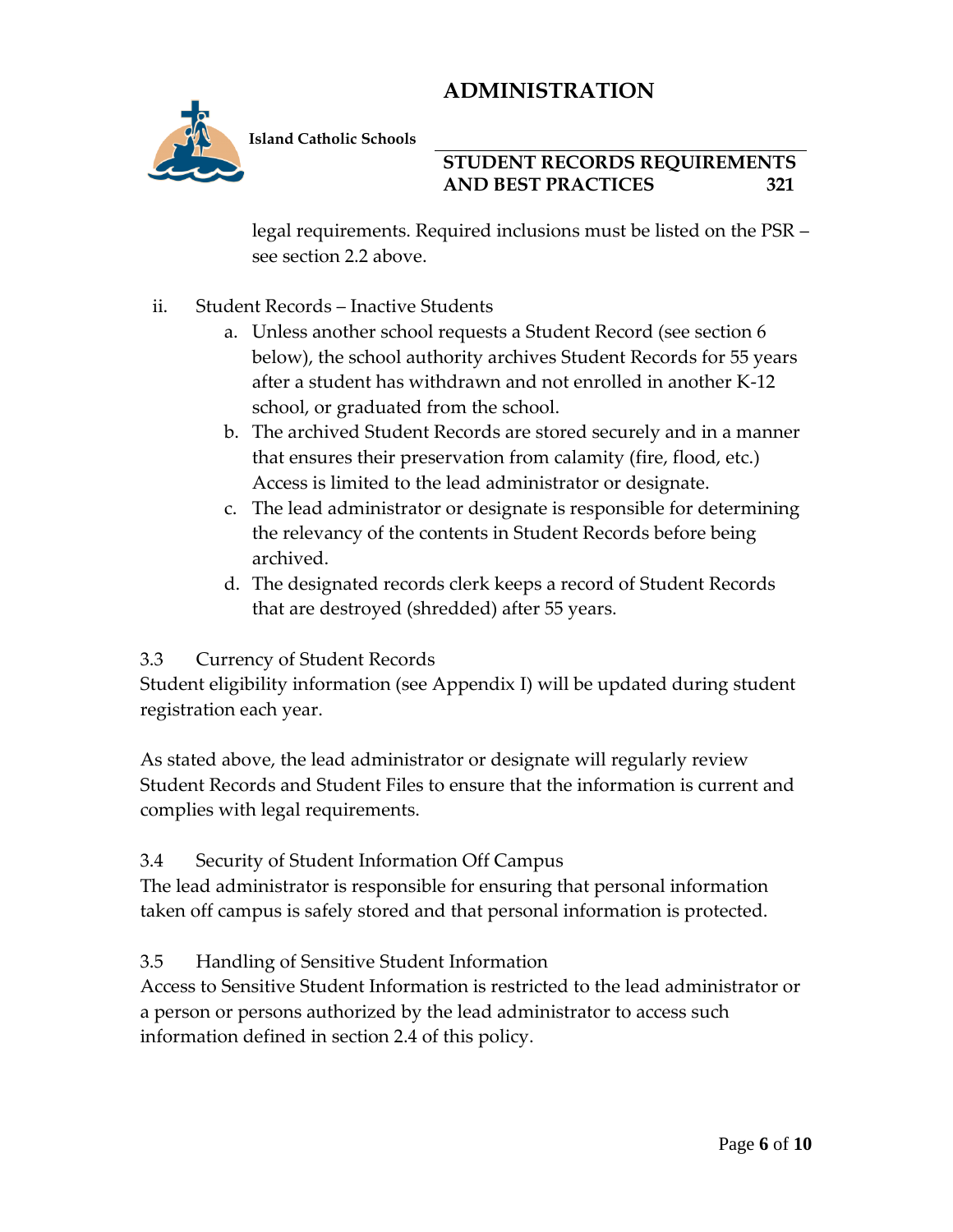legal requirements. Required inclusions must be listed on the PSR – see section 2.2 above.

ii. Student Records – Inactive Students

   a. Unless another school requests a Student Record (see section 6 below), the school authority archives Student Records for 55 years after a student has withdrawn and not enrolled in another K-12 school, or graduated from the school.
   b. The archived Student Records are stored securely and in a manner that ensures their preservation from calamity (fire, flood, etc.) Access is limited to the lead administrator or designate.
   c. The lead administrator or designate is responsible for determining the relevancy of the contents in Student Records before being archived.
   d. The designated records clerk keeps a record of Student Records that are destroyed (shredded) after 55 years.

3.3 Currency of Student Records

Student eligibility information (see Appendix I) will be updated during student registration each year.

As stated above, the lead administrator or designate will regularly review Student Records and Student Files to ensure that the information is current and complies with legal requirements.

3.4 Security of Student Information Off Campus

The lead administrator is responsible for ensuring that personal information taken off campus is safely stored and that personal information is protected.

3.5 Handling of Sensitive Student Information

Access to Sensitive Student Information is restricted to the lead administrator or a person or persons authorized by the lead administrator to access such information defined in section 2.4 of this policy.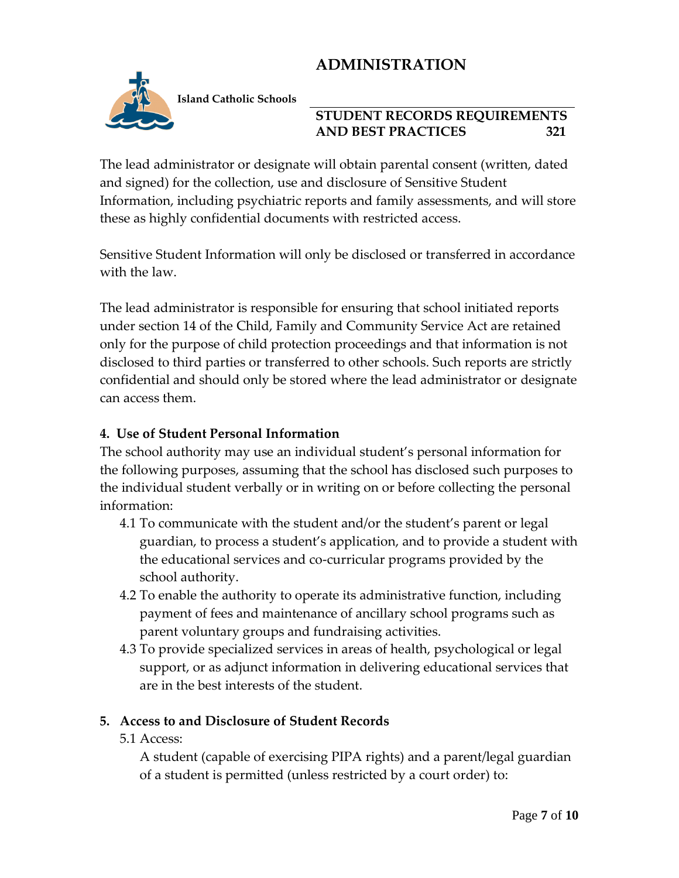The lead administrator or designate will obtain parental consent (written, dated and signed) for the collection, use and disclosure of Sensitive Student Information, including psychiatric reports and family assessments, and will store these as highly confidential documents with restricted access.

Sensitive Student Information will only be disclosed or transferred in accordance with the law.

The lead administrator is responsible for ensuring that school initiated reports under section 14 of the Child, Family and Community Service Act are retained only for the purpose of child protection proceedings and that information is not disclosed to third parties or transferred to other schools. Such reports are strictly confidential and should only be stored where the lead administrator or designate can access them.

**4. Use of Student Personal Information**

The school authority may use an individual student's personal information for the following purposes, assuming that the school has disclosed such purposes to the individual student verbally or in writing on or before collecting the personal information:

4.1 To communicate with the student and/or the student's parent or legal guardian, to process a student's application, and to provide a student with the educational services and co-curricular programs provided by the school authority.

4.2 To enable the authority to operate its administrative function, including payment of fees and maintenance of ancillary school programs such as parent voluntary groups and fundraising activities.

4.3 To provide specialized services in areas of health, psychological or legal support, or as adjunct information in delivering educational services that are in the best interests of the student.

**5. Access to and Disclosure of Student Records**

5.1 Access:

A student (capable of exercising PIPA rights) and a parent/legal guardian of a student is permitted (unless restricted by a court order) to: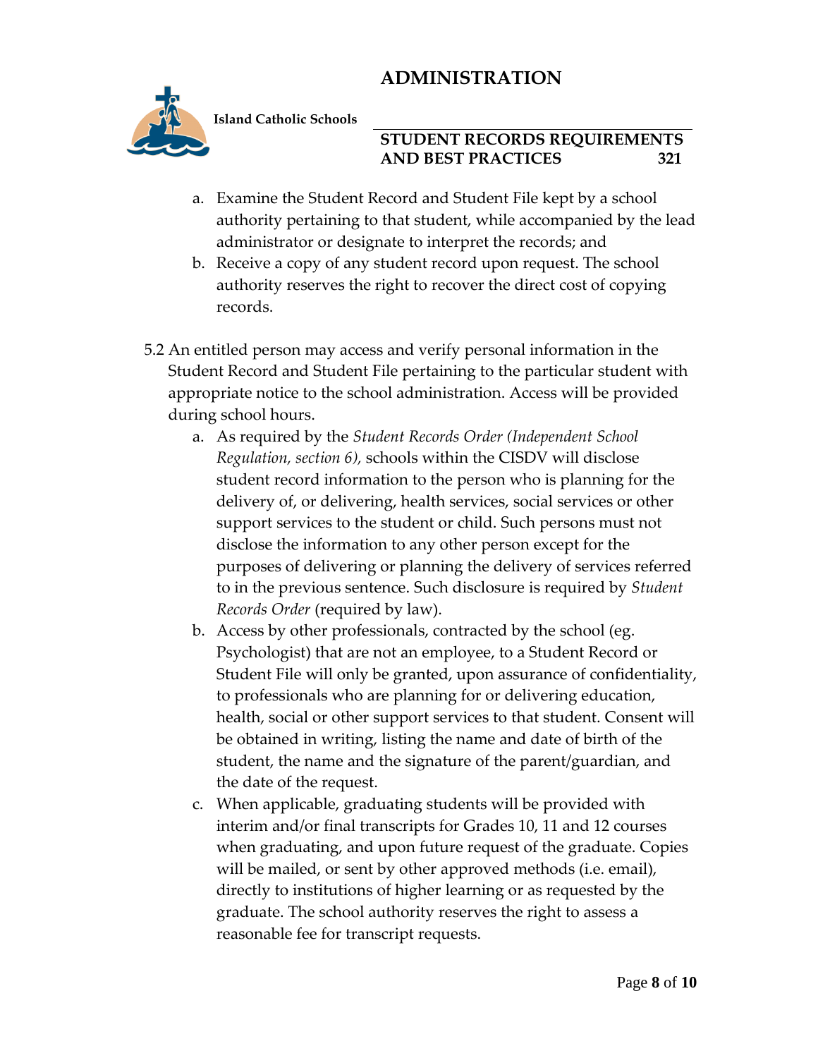a. Examine the Student Record and Student File kept by a school authority pertaining to that student, while accompanied by the lead administrator or designate to interpret the records; and
b. Receive a copy of any student record upon request. The school authority reserves the right to recover the direct cost of copying records.

5.2 An entitled person may access and verify personal information in the Student Record and Student File pertaining to the particular student with appropriate notice to the school administration. Access will be provided during school hours.

a. As required by the *Student Records Order (Independent School Regulation, section 6),* schools within the CISDV will disclose student record information to the person who is planning for the delivery of, or delivering, health services, social services or other support services to the student or child. Such persons must not disclose the information to any other person except for the purposes of delivering or planning the delivery of services referred to in the previous sentence. Such disclosure is required by *Student Records Order* (required by law).
b. Access by other professionals, contracted by the school (eg. Psychologist) that are not an employee, to a Student Record or Student File will only be granted, upon assurance of confidentiality, to professionals who are planning for or delivering education, health, social or other support services to that student. Consent will be obtained in writing, listing the name and date of birth of the student, the name and the signature of the parent/guardian, and the date of the request.
c. When applicable, graduating students will be provided with interim and/or final transcripts for Grades 10, 11 and 12 courses when graduating, and upon future request of the graduate. Copies will be mailed, or sent by other approved methods (i.e. email), directly to institutions of higher learning or as requested by the graduate. The school authority reserves the right to assess a reasonable fee for transcript requests.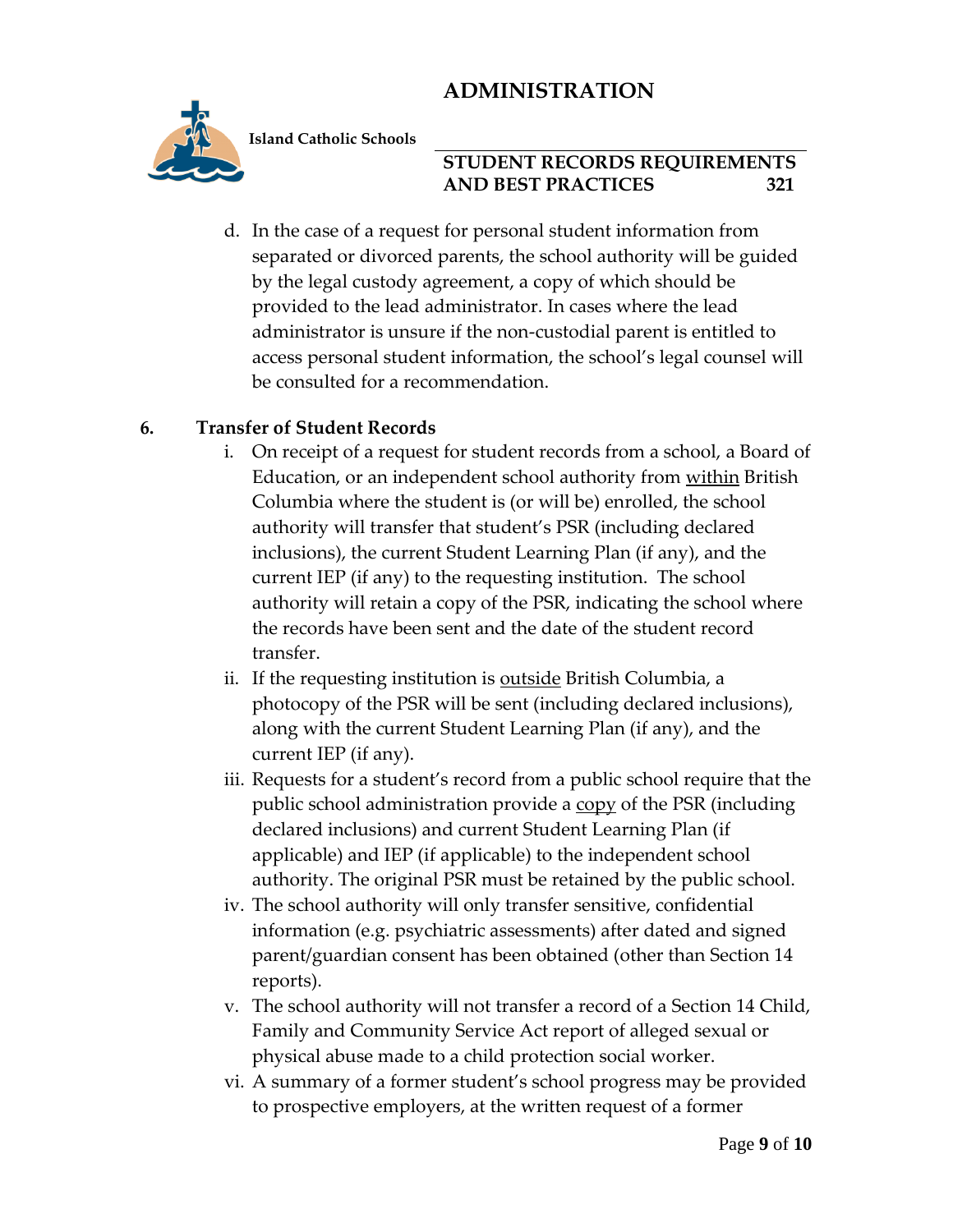d. In the case of a request for personal student information from separated or divorced parents, the school authority will be guided by the legal custody agreement, a copy of which should be provided to the lead administrator. In cases where the lead administrator is unsure if the non-custodial parent is entitled to access personal student information, the school's legal counsel will be consulted for a recommendation.

**6. Transfer of Student Records**

i. On receipt of a request for student records from a school, a Board of Education, or an independent school authority from <u>within</u> British Columbia where the student is (or will be) enrolled, the school authority will transfer that student's PSR (including declared inclusions), the current Student Learning Plan (if any), and the current IEP (if any) to the requesting institution. The school authority will retain a copy of the PSR, indicating the school where the records have been sent and the date of the student record transfer.

ii. If the requesting institution is <u>outside</u> British Columbia, a photocopy of the PSR will be sent (including declared inclusions), along with the current Student Learning Plan (if any), and the current IEP (if any).

iii. Requests for a student's record from a public school require that the public school administration provide a <u>copy</u> of the PSR (including declared inclusions) and current Student Learning Plan (if applicable) and IEP (if applicable) to the independent school authority. The original PSR must be retained by the public school.

iv. The school authority will only transfer sensitive, confidential information (e.g. psychiatric assessments) after dated and signed parent/guardian consent has been obtained (other than Section 14 reports).

v. The school authority will not transfer a record of a Section 14 Child, Family and Community Service Act report of alleged sexual or physical abuse made to a child protection social worker.

vi. A summary of a former student's school progress may be provided to prospective employers, at the written request of a former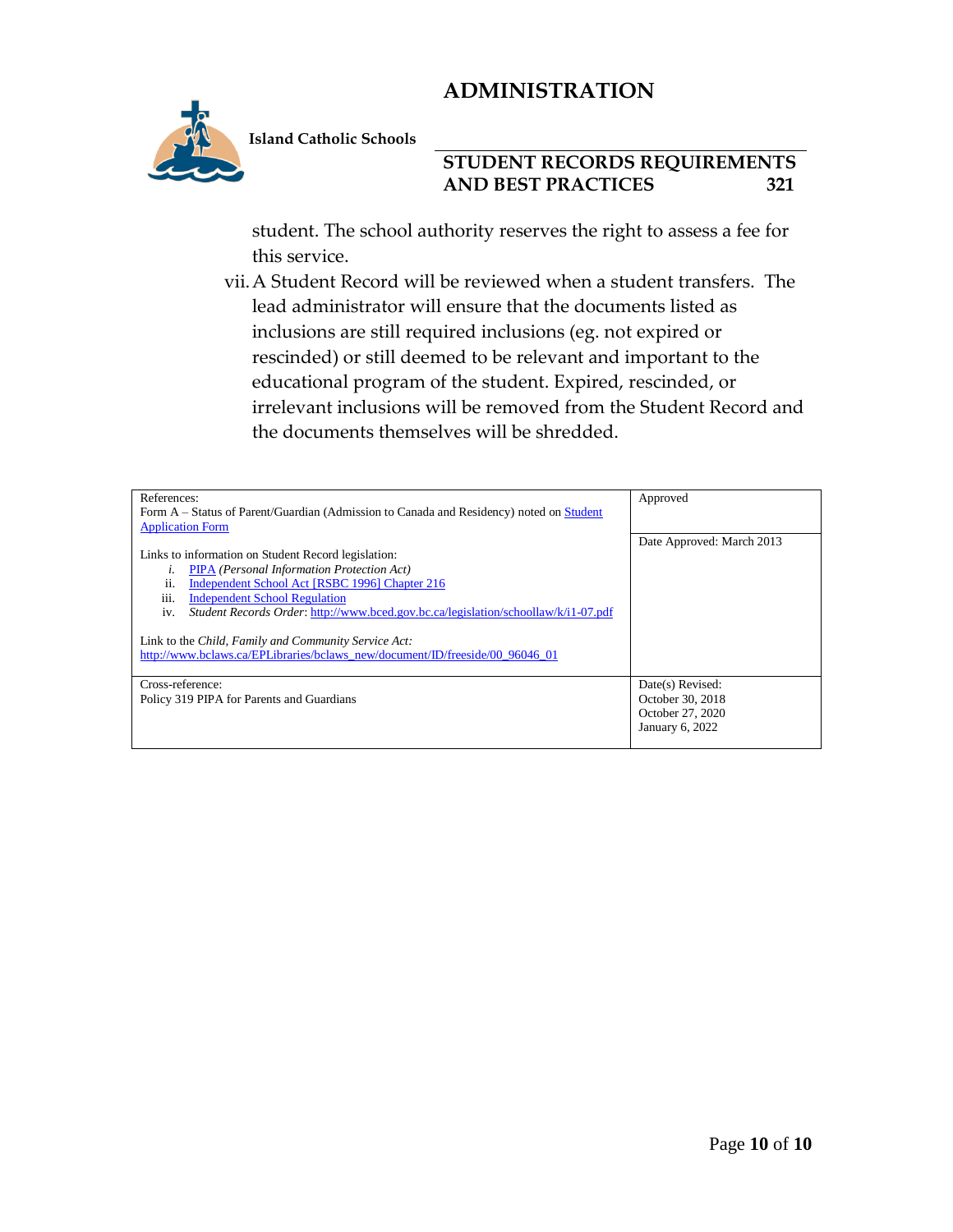student. The school authority reserves the right to assess a fee for this service.

vii. A Student Record will be reviewed when a student transfers. The lead administrator will ensure that the documents listed as inclusions are still required inclusions (eg. not expired or rescinded) or still deemed to be relevant and important to the educational program of the student. Expired, rescinded, or irrelevant inclusions will be removed from the Student Record and the documents themselves will be shredded.

| | |
|---|---|
| References:<br>Form A – Status of Parent/Guardian (Admission to Canada and Residency) noted on Student Application Form<br><br>Links to information on Student Record legislation:<br>*i.* PIPA *(Personal Information Protection Act)*<br>ii. Independent School Act [RSBC 1996] Chapter 216<br>iii. Independent School Regulation<br>iv. *Student Records Order*: http://www.bced.gov.bc.ca/legislation/schoollaw/k/i1-07.pdf<br><br>Link to the *Child, Family and Community Service Act:*<br>http://www.bclaws.ca/EPLibraries/bclaws_new/document/ID/freeside/00_96046_01 | Approved<br><br>Date Approved: March 2013 |
| Cross-reference:<br>Policy 319 PIPA for Parents and Guardians | Date(s) Revised:<br>October 30, 2018<br>October 27, 2020<br>January 6, 2022 |